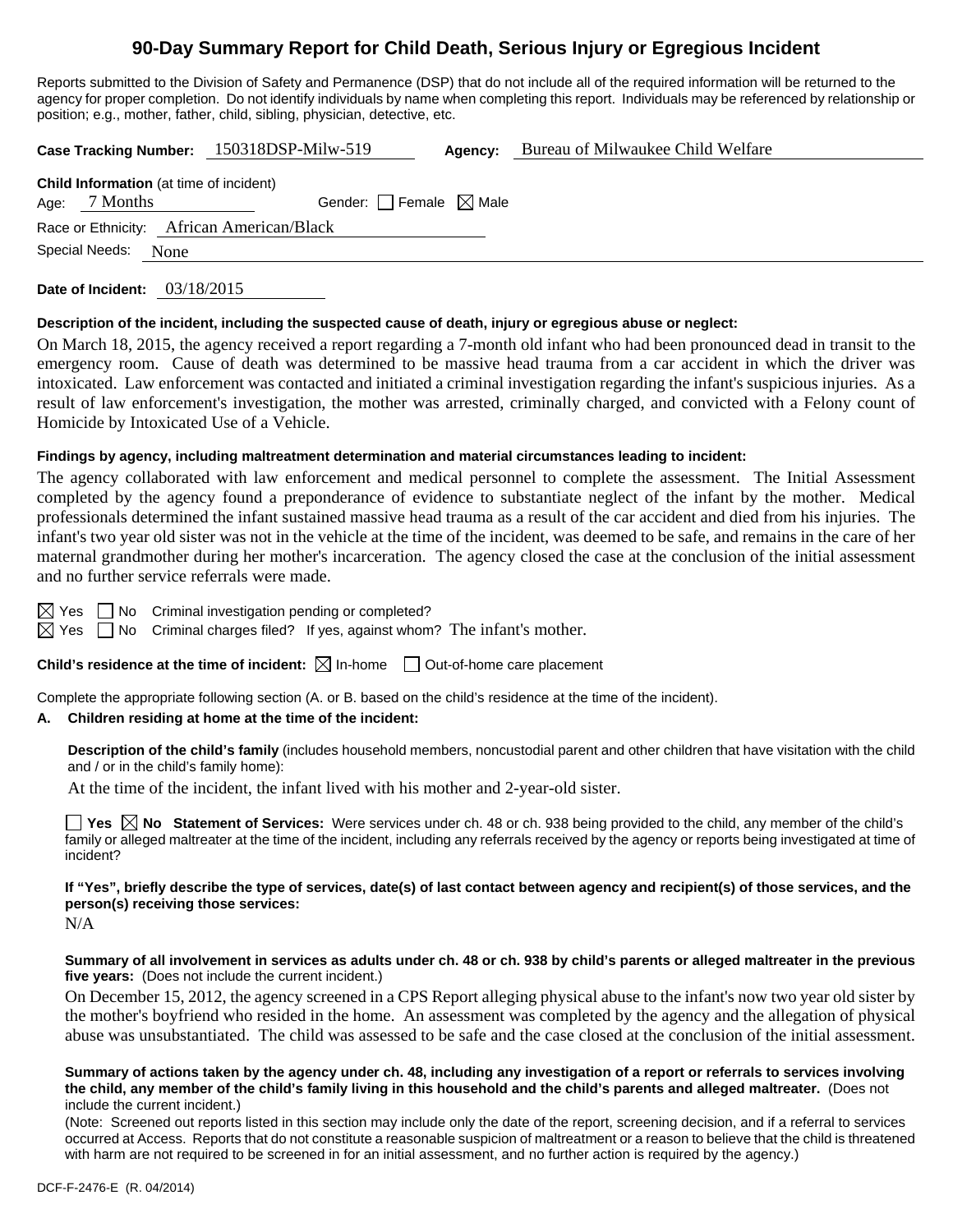# 90-Day Summary Report for Child Death, Serious Injury or Egregious Incident

Reports submitted to the Division of Safety and Permanence (DSP) that do not include all of the required information will be returned to the agency for proper completion. Do not identify individuals by name when completing this report. Individuals may be referenced by relationship or position; e.g., mother, father, child, sibling, physician, detective, etc.

**Case Tracking Number:** 150318DSP-Milw-519 **Agency:** Bureau of Milwaukee Child Welfare

**Child Information** (at time of incident)

Age: 7 Months Gender: ☐ Female ☒ Male

Race or Ethnicity: African American/Black

Special Needs: None

**Date of Incident:** 03/18/2015

**Description of the incident, including the suspected cause of death, injury or egregious abuse or neglect:**

On March 18, 2015, the agency received a report regarding a 7-month old infant who had been pronounced dead in transit to the emergency room. Cause of death was determined to be massive head trauma from a car accident in which the driver was intoxicated. Law enforcement was contacted and initiated a criminal investigation regarding the infant's suspicious injuries. As a result of law enforcement's investigation, the mother was arrested, criminally charged, and convicted with a Felony count of Homicide by Intoxicated Use of a Vehicle.

**Findings by agency, including maltreatment determination and material circumstances leading to incident:**

The agency collaborated with law enforcement and medical personnel to complete the assessment. The Initial Assessment completed by the agency found a preponderance of evidence to substantiate neglect of the infant by the mother. Medical professionals determined the infant sustained massive head trauma as a result of the car accident and died from his injuries. The infant's two year old sister was not in the vehicle at the time of the incident, was deemed to be safe, and remains in the care of her maternal grandmother during her mother's incarceration. The agency closed the case at the conclusion of the initial assessment and no further service referrals were made.

☒ Yes ☐ No Criminal investigation pending or completed?

☒ Yes ☐ No Criminal charges filed? If yes, against whom? The infant's mother.

**Child's residence at the time of incident:** ☒ In-home ☐ Out-of-home care placement

Complete the appropriate following section (A. or B. based on the child's residence at the time of the incident).

**A. Children residing at home at the time of the incident:**

**Description of the child's family** (includes household members, noncustodial parent and other children that have visitation with the child and / or in the child's family home):

At the time of the incident, the infant lived with his mother and 2-year-old sister.

☐ **Yes** ☒ **No Statement of Services:** Were services under ch. 48 or ch. 938 being provided to the child, any member of the child's family or alleged maltreater at the time of the incident, including any referrals received by the agency or reports being investigated at time of incident?

**If "Yes", briefly describe the type of services, date(s) of last contact between agency and recipient(s) of those services, and the person(s) receiving those services:**

N/A

**Summary of all involvement in services as adults under ch. 48 or ch. 938 by child's parents or alleged maltreater in the previous five years:** (Does not include the current incident.)

On December 15, 2012, the agency screened in a CPS Report alleging physical abuse to the infant's now two year old sister by the mother's boyfriend who resided in the home. An assessment was completed by the agency and the allegation of physical abuse was unsubstantiated. The child was assessed to be safe and the case closed at the conclusion of the initial assessment.

**Summary of actions taken by the agency under ch. 48, including any investigation of a report or referrals to services involving the child, any member of the child's family living in this household and the child's parents and alleged maltreater.** (Does not include the current incident.)

(Note: Screened out reports listed in this section may include only the date of the report, screening decision, and if a referral to services occurred at Access. Reports that do not constitute a reasonable suspicion of maltreatment or a reason to believe that the child is threatened with harm are not required to be screened in for an initial assessment, and no further action is required by the agency.)

DCF-F-2476-E (R. 04/2014)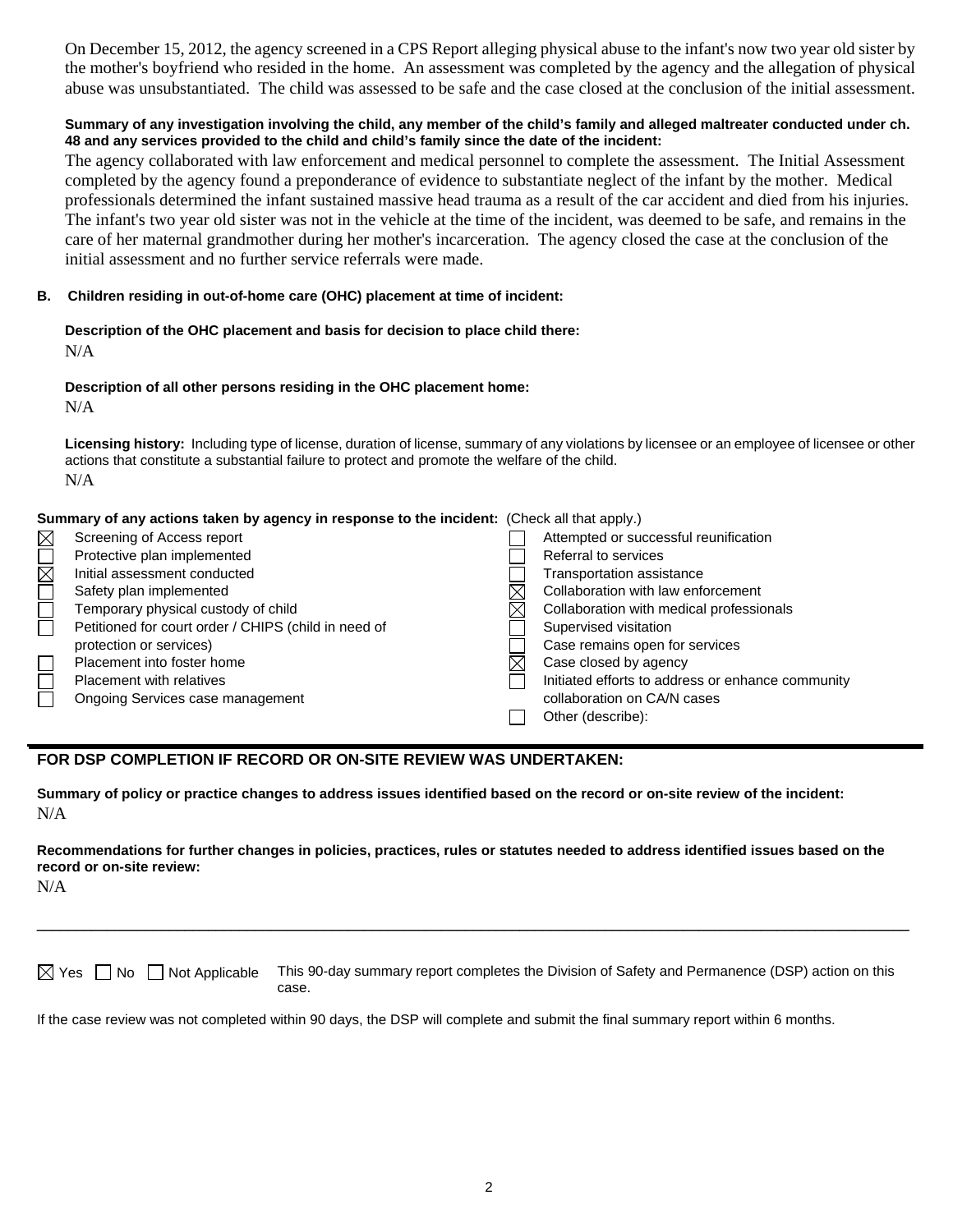On December 15, 2012, the agency screened in a CPS Report alleging physical abuse to the infant's now two year old sister by the mother's boyfriend who resided in the home. An assessment was completed by the agency and the allegation of physical abuse was unsubstantiated. The child was assessed to be safe and the case closed at the conclusion of the initial assessment.

**Summary of any investigation involving the child, any member of the child's family and alleged maltreater conducted under ch. 48 and any services provided to the child and child's family since the date of the incident:**

The agency collaborated with law enforcement and medical personnel to complete the assessment. The Initial Assessment completed by the agency found a preponderance of evidence to substantiate neglect of the infant by the mother. Medical professionals determined the infant sustained massive head trauma as a result of the car accident and died from his injuries. The infant's two year old sister was not in the vehicle at the time of the incident, was deemed to be safe, and remains in the care of her maternal grandmother during her mother's incarceration. The agency closed the case at the conclusion of the initial assessment and no further service referrals were made.

### B. Children residing in out-of-home care (OHC) placement at time of incident:

**Description of the OHC placement and basis for decision to place child there:**

N/A

**Description of all other persons residing in the OHC placement home:**

N/A

**Licensing history:** Including type of license, duration of license, summary of any violations by licensee or an employee of licensee or other actions that constitute a substantial failure to protect and promote the welfare of the child.

N/A

**Summary of any actions taken by agency in response to the incident:** (Check all that apply.)

- [x] Screening of Access report
- [ ] Protective plan implemented
- [x] Initial assessment conducted
- [ ] Safety plan implemented
- [ ] Temporary physical custody of child
- [ ] Petitioned for court order / CHIPS (child in need of protection or services)
- [ ] Placement into foster home
- [ ] Placement with relatives
- [ ] Ongoing Services case management
- [ ] Attempted or successful reunification
- [ ] Referral to services
- [ ] Transportation assistance
- [x] Collaboration with law enforcement
- [x] Collaboration with medical professionals
- [ ] Supervised visitation
- [ ] Case remains open for services
- [x] Case closed by agency
- [ ] Initiated efforts to address or enhance community collaboration on CA/N cases
- [ ] Other (describe):

## FOR DSP COMPLETION IF RECORD OR ON-SITE REVIEW WAS UNDERTAKEN:

**Summary of policy or practice changes to address issues identified based on the record or on-site review of the incident:**

N/A

**Recommendations for further changes in policies, practices, rules or statutes needed to address identified issues based on the record or on-site review:**

N/A

---

[x] Yes [ ] No [ ] Not Applicable — This 90-day summary report completes the Division of Safety and Permanence (DSP) action on this case.

If the case review was not completed within 90 days, the DSP will complete and submit the final summary report within 6 months.